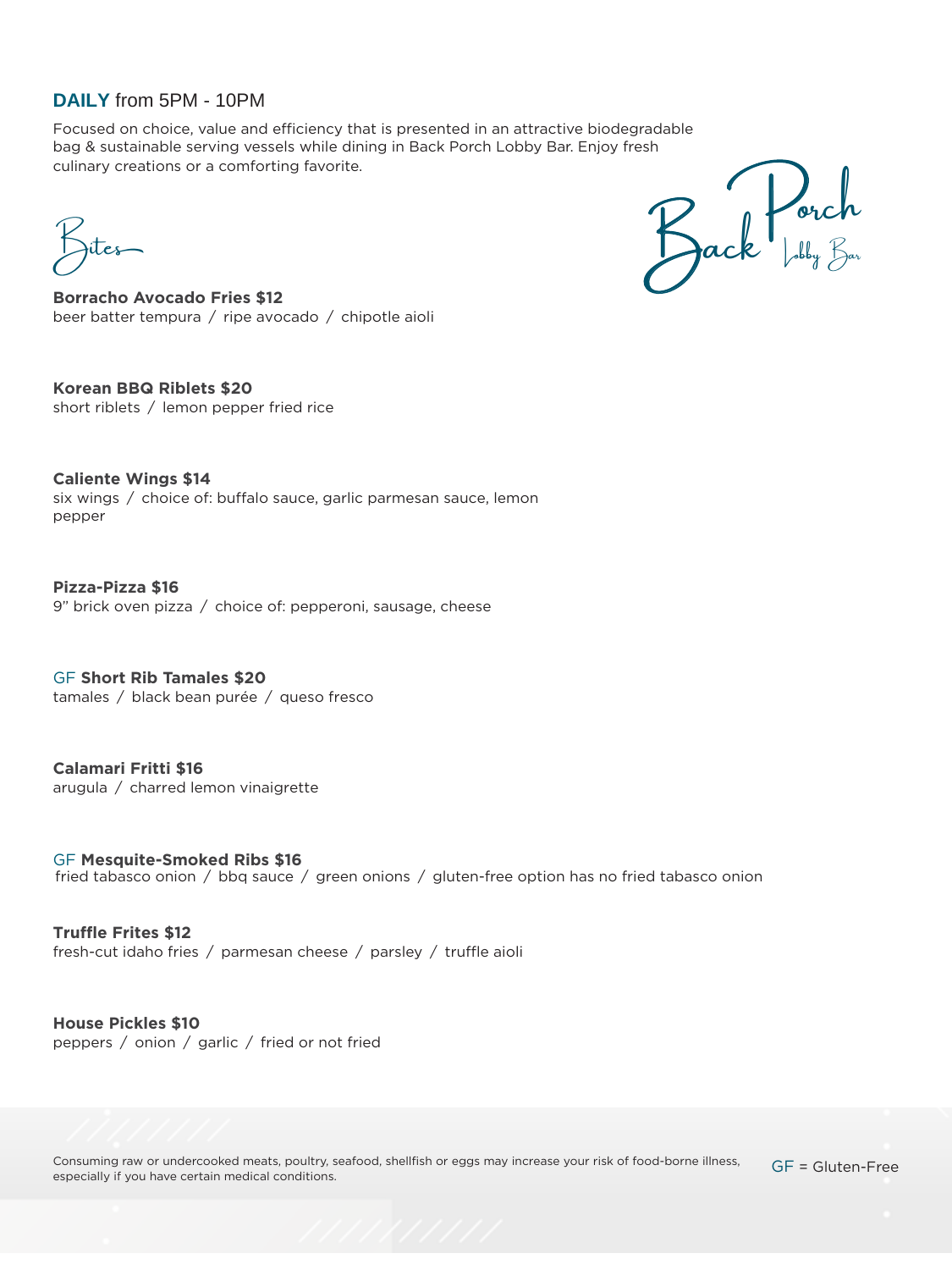**DAILY** from 5PM - 10PM

Focused on choice, value and efficiency that is presented in an attractive biodegradable bag & sustainable serving vessels while dining in Back Porch Lobby Bar. Enjoy fresh culinary creations or a comforting favorite.

# Back Porch Lobby Bar

## Bites

**Borracho Avocado Fries $12**
beer batter tempura / ripe avocado / chipotle aioli

**Korean BBQ Riblets $20**
short riblets / lemon pepper fried rice

**Caliente Wings $14**
six wings / choice of: buffalo sauce, garlic parmesan sauce, lemon pepper

**Pizza-Pizza $16**
9" brick oven pizza / choice of: pepperoni, sausage, cheese

GF **Short Rib Tamales $20**
tamales / black bean purée / queso fresco

**Calamari Fritti $16**
arugula / charred lemon vinaigrette

GF **Mesquite-Smoked Ribs $16**
fried tabasco onion / bbq sauce / green onions / gluten-free option has no fried tabasco onion

**Truffle Frites $12**
fresh-cut idaho fries / parmesan cheese / parsley / truffle aioli

**House Pickles $10**
peppers / onion / garlic / fried or not fried

Consuming raw or undercooked meats, poultry, seafood, shellfish or eggs may increase your risk of food-borne illness, especially if you have certain medical conditions.

GF = Gluten-Free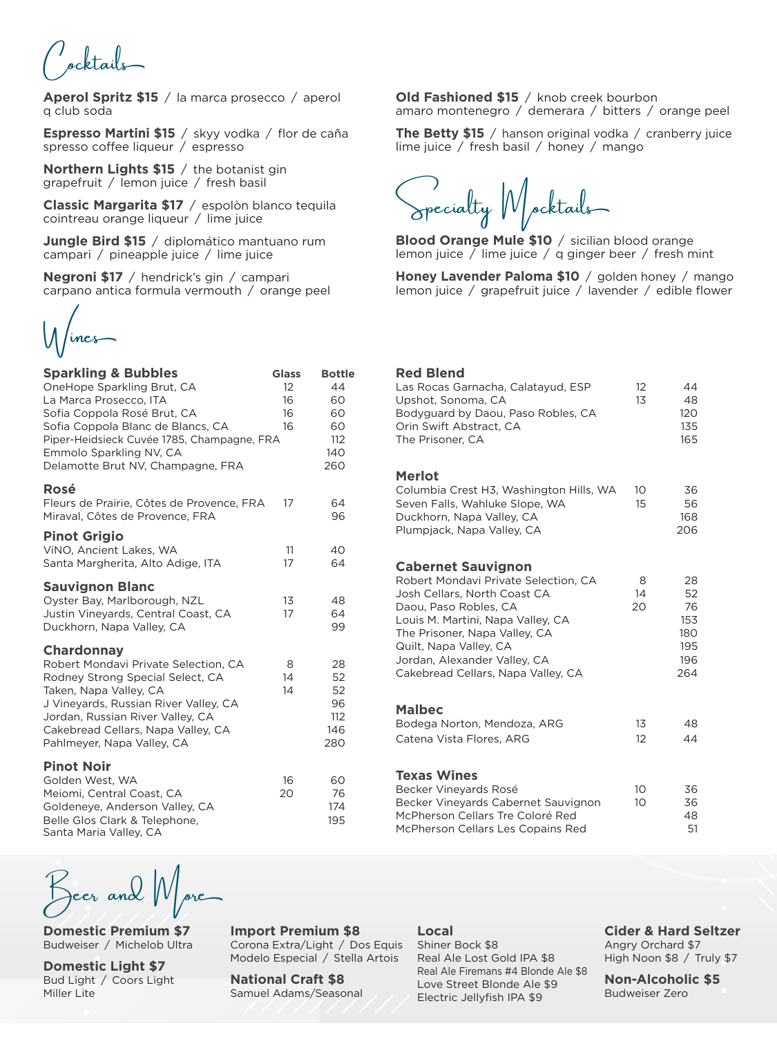# Cocktails

**Aperol Spritz $15** / la marca prosecco / aperol
q club soda

**Espresso Martini $15** / skyy vodka / flor de caña
spresso coffee liqueur / espresso

**Northern Lights $15** / the botanist gin
grapefruit / lemon juice / fresh basil

**Classic Margarita $17** / espolòn blanco tequila
cointreau orange liqueur / lime juice

**Jungle Bird $15** / diplomático mantuano rum
campari / pineapple juice / lime juice

**Negroni $17** / hendrick's gin / campari
carpano antica formula vermouth / orange peel

**Old Fashioned $15** / knob creek bourbon
amaro montenegro / demerara / bitters / orange peel

**The Betty $15** / hanson original vodka / cranberry juice
lime juice / fresh basil / honey / mango

# Specialty Mocktails

**Blood Orange Mule $10** / sicilian blood orange
lemon juice / lime juice / q ginger beer / fresh mint

**Honey Lavender Paloma $10** / golden honey / mango
lemon juice / grapefruit juice / lavender / edible flower

# Wines

| Sparkling & Bubbles | Glass | Bottle |
|---|---|---|
| OneHope Sparkling Brut, CA | 12 | 44 |
| La Marca Prosecco, ITA | 16 | 60 |
| Sofia Coppola Rosé Brut, CA | 16 | 60 |
| Sofia Coppola Blanc de Blancs, CA | 16 | 60 |
| Piper-Heidsieck Cuvée 1785, Champagne, FRA | | 112 |
| Emmolo Sparkling NV, CA | | 140 |
| Delamotte Brut NV, Champagne, FRA | | 260 |

| Rosé | | |
|---|---|---|
| Fleurs de Prairie, Côtes de Provence, FRA | 17 | 64 |
| Miraval, Côtes de Provence, FRA | | 96 |

| Pinot Grigio | | |
|---|---|---|
| ViNO, Ancient Lakes, WA | 11 | 40 |
| Santa Margherita, Alto Adige, ITA | 17 | 64 |

| Sauvignon Blanc | | |
|---|---|---|
| Oyster Bay, Marlborough, NZL | 13 | 48 |
| Justin Vineyards, Central Coast, CA | 17 | 64 |
| Duckhorn, Napa Valley, CA | | 99 |

| Chardonnay | | |
|---|---|---|
| Robert Mondavi Private Selection, CA | 8 | 28 |
| Rodney Strong Special Select, CA | 14 | 52 |
| Taken, Napa Valley, CA | 14 | 52 |
| J Vineyards, Russian River Valley, CA | | 96 |
| Jordan, Russian River Valley, CA | | 112 |
| Cakebread Cellars, Napa Valley, CA | | 146 |
| Pahlmeyer, Napa Valley, CA | | 280 |

| Pinot Noir | | |
|---|---|---|
| Golden West, WA | 16 | 60 |
| Meiomi, Central Coast, CA | 20 | 76 |
| Goldeneye, Anderson Valley, CA | | 174 |
| Belle Glos Clark & Telephone, Santa Maria Valley, CA | | 195 |

| Red Blend | | |
|---|---|---|
| Las Rocas Garnacha, Calatayud, ESP | 12 | 44 |
| Upshot, Sonoma, CA | 13 | 48 |
| Bodyguard by Daou, Paso Robles, CA | | 120 |
| Orin Swift Abstract, CA | | 135 |
| The Prisoner, CA | | 165 |

| Merlot | | |
|---|---|---|
| Columbia Crest H3, Washington Hills, WA | 10 | 36 |
| Seven Falls, Wahluke Slope, WA | 15 | 56 |
| Duckhorn, Napa Valley, CA | | 168 |
| Plumpjack, Napa Valley, CA | | 206 |

| Cabernet Sauvignon | | |
|---|---|---|
| Robert Mondavi Private Selection, CA | 8 | 28 |
| Josh Cellars, North Coast CA | 14 | 52 |
| Daou, Paso Robles, CA | 20 | 76 |
| Louis M. Martini, Napa Valley, CA | | 153 |
| The Prisoner, Napa Valley, CA | | 180 |
| Quilt, Napa Valley, CA | | 195 |
| Jordan, Alexander Valley, CA | | 196 |
| Cakebread Cellars, Napa Valley, CA | | 264 |

| Malbec | | |
|---|---|---|
| Bodega Norton, Mendoza, ARG | 13 | 48 |
| Catena Vista Flores, ARG | 12 | 44 |

| Texas Wines | | |
|---|---|---|
| Becker Vineyards Rosé | 10 | 36 |
| Becker Vineyards Cabernet Sauvignon | 10 | 36 |
| McPherson Cellars Tre Coloré Red | | 48 |
| McPherson Cellars Les Copains Red | | 51 |

# Beer and More

**Domestic Premium $7**
Budweiser / Michelob Ultra

**Domestic Light $7**
Bud Light / Coors Light
Miller Lite

**Import Premium $8**
Corona Extra/Light / Dos Equis
Modelo Especial / Stella Artois

**National Craft $8**
Samuel Adams/Seasonal

**Local**
Shiner Bock $8
Real Ale Lost Gold IPA $8
Real Ale Firemans #4 Blonde Ale $8
Love Street Blonde Ale $9
Electric Jellyfish IPA $9

**Cider & Hard Seltzer**
Angry Orchard $7
High Noon $8 / Truly $7

**Non-Alcoholic $5**
Budweiser Zero